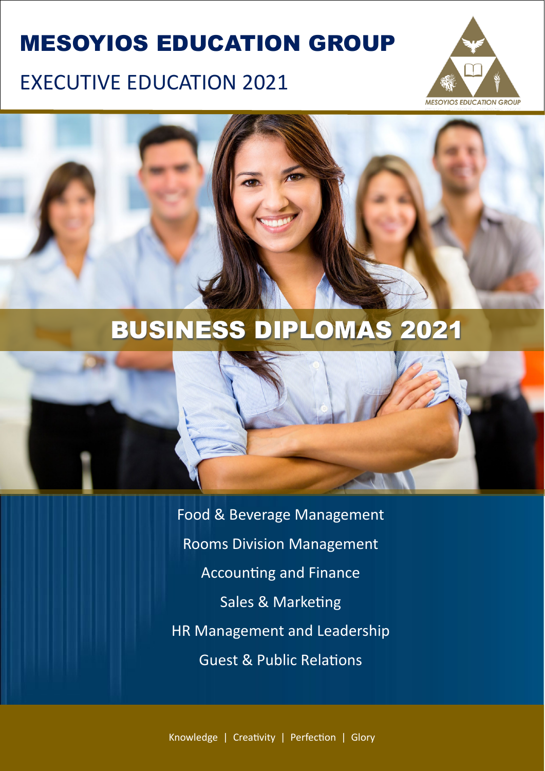# MESOYIOS EDUCATION GROUP

## EXECUTIVE EDUCATION 2021

## BUSINESS DIPLOMAS 2021

Food & Beverage Management

Rooms Division Management

Accounting and Finance

Sales & Marketing

HR Management and Leadership

Guest & Public Relations

Knowledge | Creativity | Perfection | Glory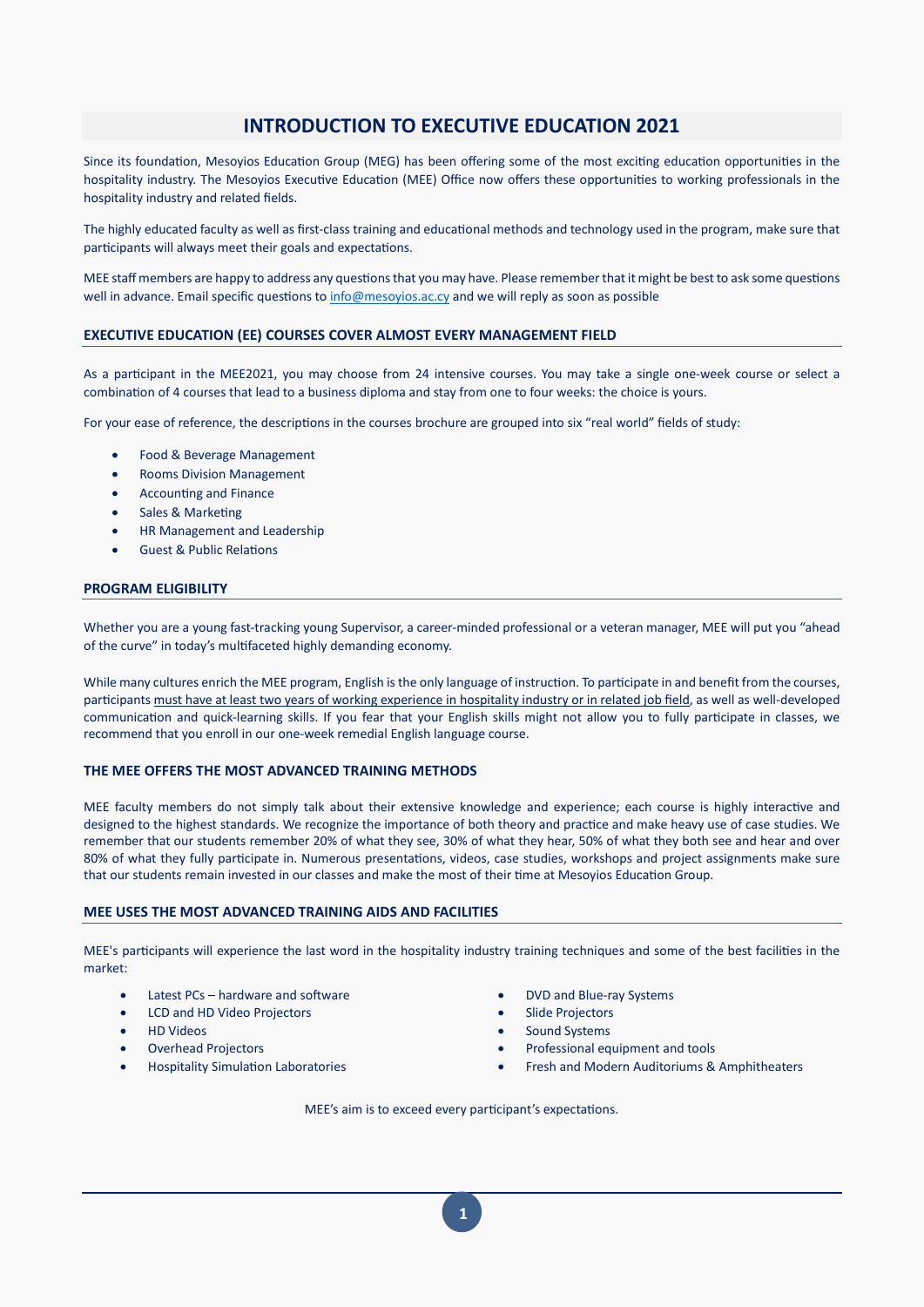# INTRODUCTION TO EXECUTIVE EDUCATION 2021

Since its foundation, Mesoyios Education Group (MEG) has been offering some of the most exciting education opportunities in the hospitality industry. The Mesoyios Executive Education (MEE) Office now offers these opportunities to working professionals in the hospitality industry and related fields.

The highly educated faculty as well as first-class training and educational methods and technology used in the program, make sure that participants will always meet their goals and expectations.

MEE staff members are happy to address any questions that you may have. Please remember that it might be best to ask some questions well in advance. Email specific questions to info@mesoyios.ac.cy and we will reply as soon as possible

## EXECUTIVE EDUCATION (EE) COURSES COVER ALMOST EVERY MANAGEMENT FIELD

As a participant in the MEE2021, you may choose from 24 intensive courses. You may take a single one-week course or select a combination of 4 courses that lead to a business diploma and stay from one to four weeks: the choice is yours.

For your ease of reference, the descriptions in the courses brochure are grouped into six "real world" fields of study:

- Food & Beverage Management
- Rooms Division Management
- Accounting and Finance
- Sales & Marketing
- HR Management and Leadership
- Guest & Public Relations

## PROGRAM ELIGIBILITY

Whether you are a young fast-tracking young Supervisor, a career-minded professional or a veteran manager, MEE will put you "ahead of the curve" in today's multifaceted highly demanding economy.

While many cultures enrich the MEE program, English is the only language of instruction. To participate in and benefit from the courses, participants <u>must have at least two years of working experience in hospitality industry or in related job field</u>, as well as well-developed communication and quick-learning skills. If you fear that your English skills might not allow you to fully participate in classes, we recommend that you enroll in our one-week remedial English language course.

## THE MEE OFFERS THE MOST ADVANCED TRAINING METHODS

MEE faculty members do not simply talk about their extensive knowledge and experience; each course is highly interactive and designed to the highest standards. We recognize the importance of both theory and practice and make heavy use of case studies. We remember that our students remember 20% of what they see, 30% of what they hear, 50% of what they both see and hear and over 80% of what they fully participate in. Numerous presentations, videos, case studies, workshops and project assignments make sure that our students remain invested in our classes and make the most of their time at Mesoyios Education Group.

## MEE USES THE MOST ADVANCED TRAINING AIDS AND FACILITIES

MEE's participants will experience the last word in the hospitality industry training techniques and some of the best facilities in the market:

- Latest PCs – hardware and software
- LCD and HD Video Projectors
- HD Videos
- Overhead Projectors
- Hospitality Simulation Laboratories
- DVD and Blue-ray Systems
- Slide Projectors
- Sound Systems
- Professional equipment and tools
- Fresh and Modern Auditoriums & Amphitheaters

MEE's aim is to exceed every participant's expectations.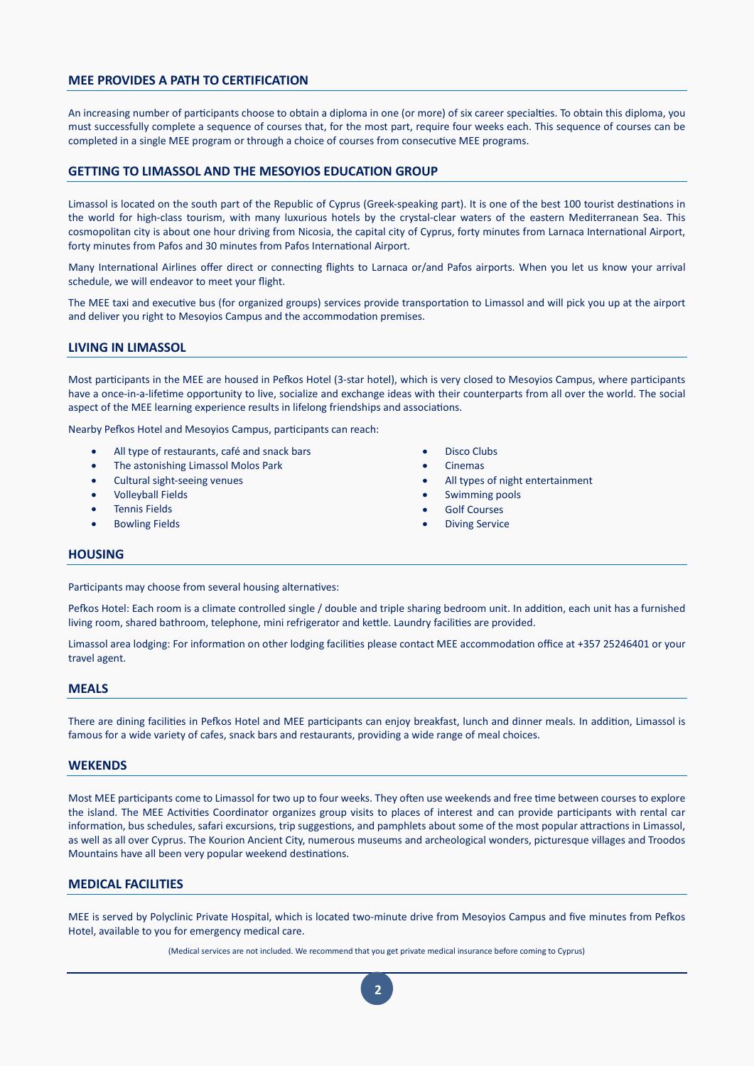## MEE PROVIDES A PATH TO CERTIFICATION

An increasing number of participants choose to obtain a diploma in one (or more) of six career specialties. To obtain this diploma, you must successfully complete a sequence of courses that, for the most part, require four weeks each. This sequence of courses can be completed in a single MEE program or through a choice of courses from consecutive MEE programs.

## GETTING TO LIMASSOL AND THE MESOYIOS EDUCATION GROUP

Limassol is located on the south part of the Republic of Cyprus (Greek-speaking part). It is one of the best 100 tourist destinations in the world for high-class tourism, with many luxurious hotels by the crystal-clear waters of the eastern Mediterranean Sea. This cosmopolitan city is about one hour driving from Nicosia, the capital city of Cyprus, forty minutes from Larnaca International Airport, forty minutes from Pafos and 30 minutes from Pafos International Airport.

Many International Airlines offer direct or connecting flights to Larnaca or/and Pafos airports. When you let us know your arrival schedule, we will endeavor to meet your flight.

The MEE taxi and executive bus (for organized groups) services provide transportation to Limassol and will pick you up at the airport and deliver you right to Mesoyios Campus and the accommodation premises.

## LIVING IN LIMASSOL

Most participants in the MEE are housed in Pefkos Hotel (3-star hotel), which is very closed to Mesoyios Campus, where participants have a once-in-a-lifetime opportunity to live, socialize and exchange ideas with their counterparts from all over the world. The social aspect of the MEE learning experience results in lifelong friendships and associations.

Nearby Pefkos Hotel and Mesoyios Campus, participants can reach:

- All type of restaurants, café and snack bars
- The astonishing Limassol Molos Park
- Cultural sight-seeing venues
- Volleyball Fields
- Tennis Fields
- Bowling Fields
- Disco Clubs
- Cinemas
- All types of night entertainment
- Swimming pools
- Golf Courses
- Diving Service

## HOUSING

Participants may choose from several housing alternatives:

Pefkos Hotel: Each room is a climate controlled single / double and triple sharing bedroom unit. In addition, each unit has a furnished living room, shared bathroom, telephone, mini refrigerator and kettle. Laundry facilities are provided.

Limassol area lodging: For information on other lodging facilities please contact MEE accommodation office at +357 25246401 or your travel agent.

## MEALS

There are dining facilities in Pefkos Hotel and MEE participants can enjoy breakfast, lunch and dinner meals. In addition, Limassol is famous for a wide variety of cafes, snack bars and restaurants, providing a wide range of meal choices.

## WEKENDS

Most MEE participants come to Limassol for two up to four weeks. They often use weekends and free time between courses to explore the island. The MEE Activities Coordinator organizes group visits to places of interest and can provide participants with rental car information, bus schedules, safari excursions, trip suggestions, and pamphlets about some of the most popular attractions in Limassol, as well as all over Cyprus. The Kourion Ancient City, numerous museums and archeological wonders, picturesque villages and Troodos Mountains have all been very popular weekend destinations.

## MEDICAL FACILITIES

MEE is served by Polyclinic Private Hospital, which is located two-minute drive from Mesoyios Campus and five minutes from Pefkos Hotel, available to you for emergency medical care.

(Medical services are not included. We recommend that you get private medical insurance before coming to Cyprus)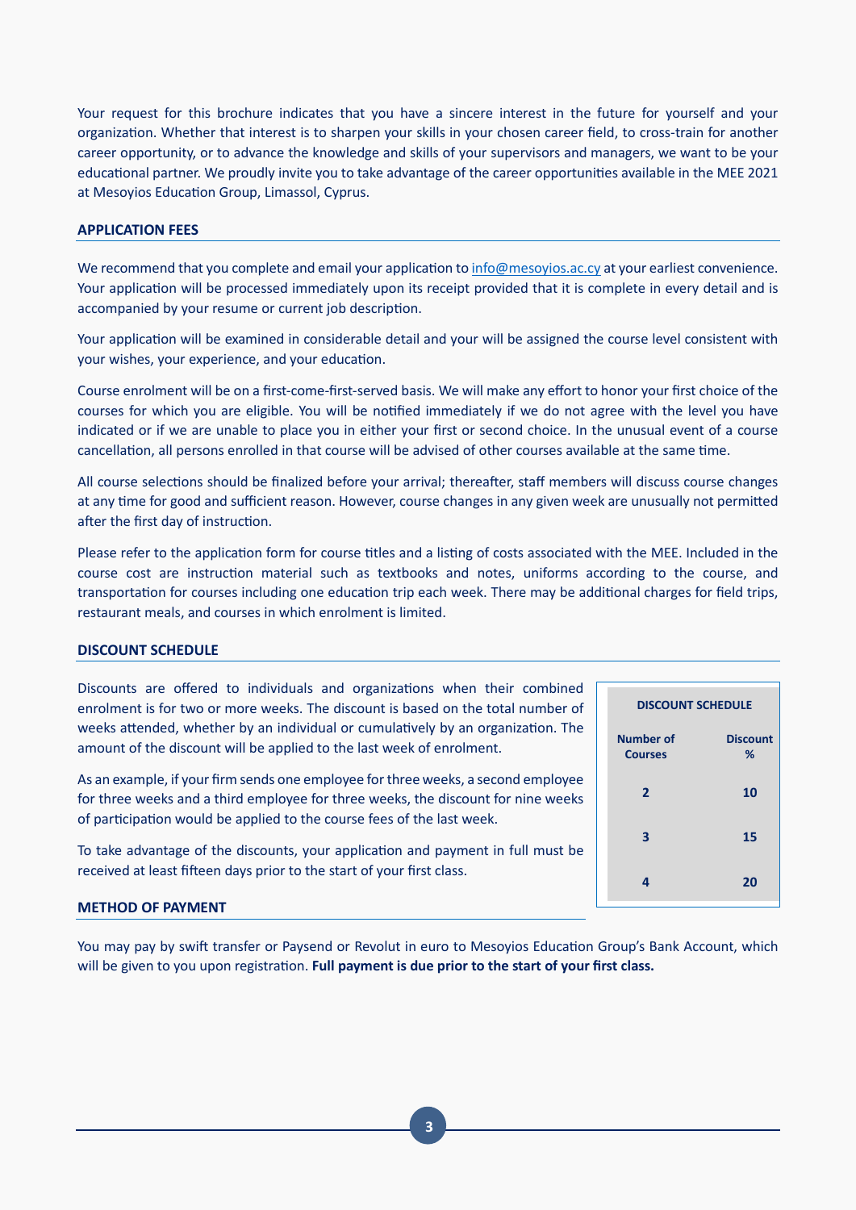Your request for this brochure indicates that you have a sincere interest in the future for yourself and your organization. Whether that interest is to sharpen your skills in your chosen career field, to cross-train for another career opportunity, or to advance the knowledge and skills of your supervisors and managers, we want to be your educational partner. We proudly invite you to take advantage of the career opportunities available in the MEE 2021 at Mesoyios Education Group, Limassol, Cyprus.

## APPLICATION FEES

We recommend that you complete and email your application to info@mesoyios.ac.cy at your earliest convenience. Your application will be processed immediately upon its receipt provided that it is complete in every detail and is accompanied by your resume or current job description.

Your application will be examined in considerable detail and your will be assigned the course level consistent with your wishes, your experience, and your education.

Course enrolment will be on a first-come-first-served basis. We will make any effort to honor your first choice of the courses for which you are eligible. You will be notified immediately if we do not agree with the level you have indicated or if we are unable to place you in either your first or second choice. In the unusual event of a course cancellation, all persons enrolled in that course will be advised of other courses available at the same time.

All course selections should be finalized before your arrival; thereafter, staff members will discuss course changes at any time for good and sufficient reason. However, course changes in any given week are unusually not permitted after the first day of instruction.

Please refer to the application form for course titles and a listing of costs associated with the MEE. Included in the course cost are instruction material such as textbooks and notes, uniforms according to the course, and transportation for courses including one education trip each week. There may be additional charges for field trips, restaurant meals, and courses in which enrolment is limited.

## DISCOUNT SCHEDULE

Discounts are offered to individuals and organizations when their combined enrolment is for two or more weeks. The discount is based on the total number of weeks attended, whether by an individual or cumulatively by an organization. The amount of the discount will be applied to the last week of enrolment.

As an example, if your firm sends one employee for three weeks, a second employee for three weeks and a third employee for three weeks, the discount for nine weeks of participation would be applied to the course fees of the last week.

To take advantage of the discounts, your application and payment in full must be received at least fifteen days prior to the start of your first class.

**DISCOUNT SCHEDULE**

| Number of Courses | Discount % |
|---|---|
| 2 | 10 |
| 3 | 15 |
| 4 | 20 |

## METHOD OF PAYMENT

You may pay by swift transfer or Paysend or Revolut in euro to Mesoyios Education Group's Bank Account, which will be given to you upon registration. **Full payment is due prior to the start of your first class.**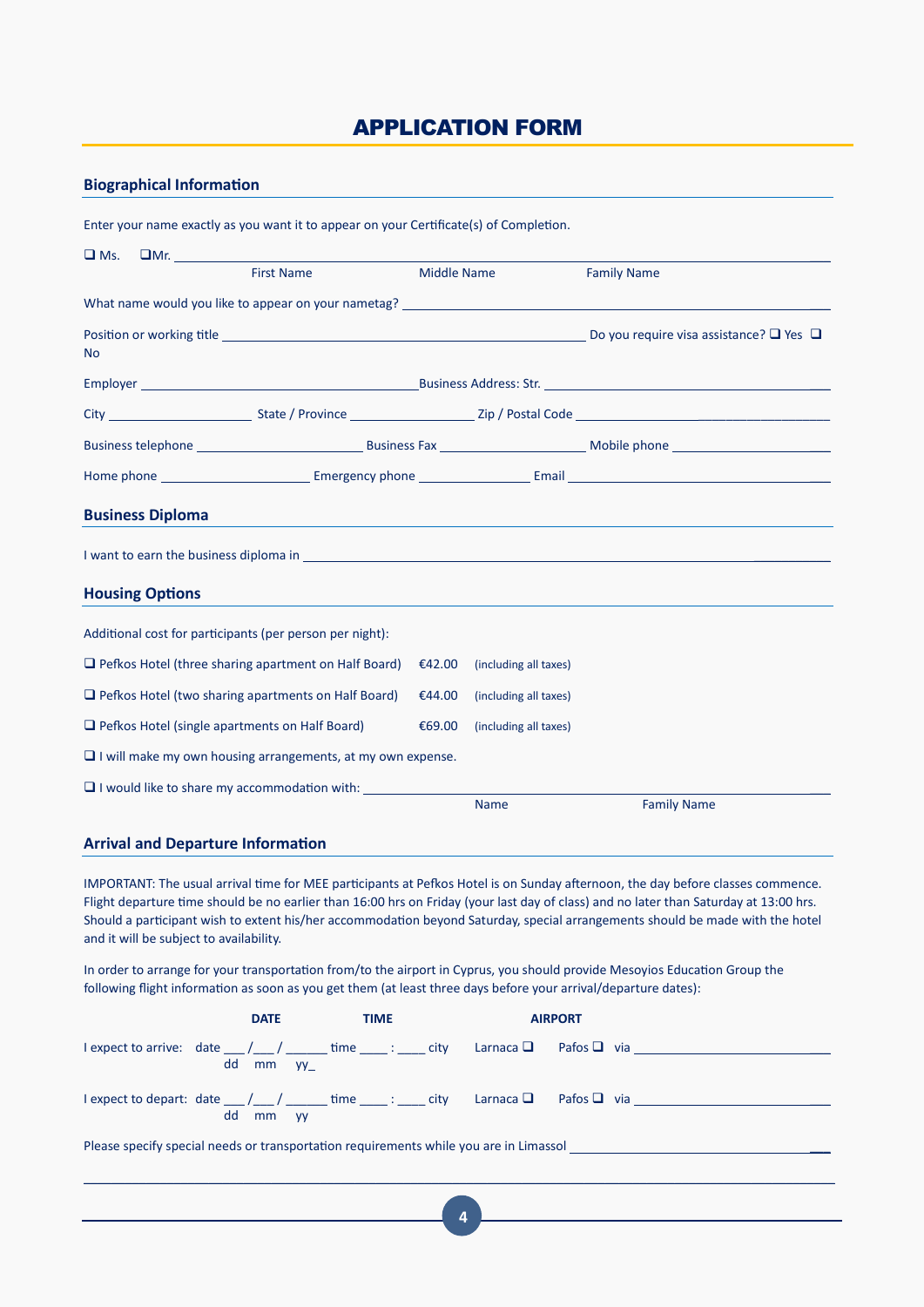# APPLICATION FORM

## Biographical Information

Enter your name exactly as you want it to appear on your Certificate(s) of Completion.

❑ Ms. ❑Mr. ______________________________________________________________

First Name Middle Name Family Name

What name would you like to appear on your nametag? ______________________________

Position or working title ______________________________ Do you require visa assistance? ❑ Yes ❑ No

Employer ______________________ Business Address: Str. ______________________

City ______________ State / Province ______________ Zip / Postal Code ______________

Business telephone ______________ Business Fax ______________ Mobile phone ______________

Home phone ______________ Emergency phone ______________ Email ______________

## Business Diploma

I want to earn the business diploma in ______________________________________________

## Housing Options

Additional cost for participants (per person per night):

❑ Pefkos Hotel (three sharing apartment on Half Board) €42.00 (including all taxes)

❑ Pefkos Hotel (two sharing apartments on Half Board) €44.00 (including all taxes)

❑ Pefkos Hotel (single apartments on Half Board) €69.00 (including all taxes)

❑ I will make my own housing arrangements, at my own expense.

❑ I would like to share my accommodation with: ______________________________

Name Family Name

## Arrival and Departure Information

IMPORTANT: The usual arrival time for MEE participants at Pefkos Hotel is on Sunday afternoon, the day before classes commence. Flight departure time should be no earlier than 16:00 hrs on Friday (your last day of class) and no later than Saturday at 13:00 hrs. Should a participant wish to extent his/her accommodation beyond Saturday, special arrangements should be made with the hotel and it will be subject to availability.

In order to arrange for your transportation from/to the airport in Cyprus, you should provide Mesoyios Education Group the following flight information as soon as you get them (at least three days before your arrival/departure dates):

| | DATE | TIME | AIRPORT |
|---|---|---|---|
| I expect to arrive: | date ___/___/______ (dd mm yy) | time ____ : ____ | city Larnaca ❑ Pafos ❑ via ______________ |
| I expect to depart: | date ___/___/______ (dd mm yy) | time ____ : ____ | city Larnaca ❑ Pafos ❑ via ______________ |

Please specify special needs or transportation requirements while you are in Limassol ______________________________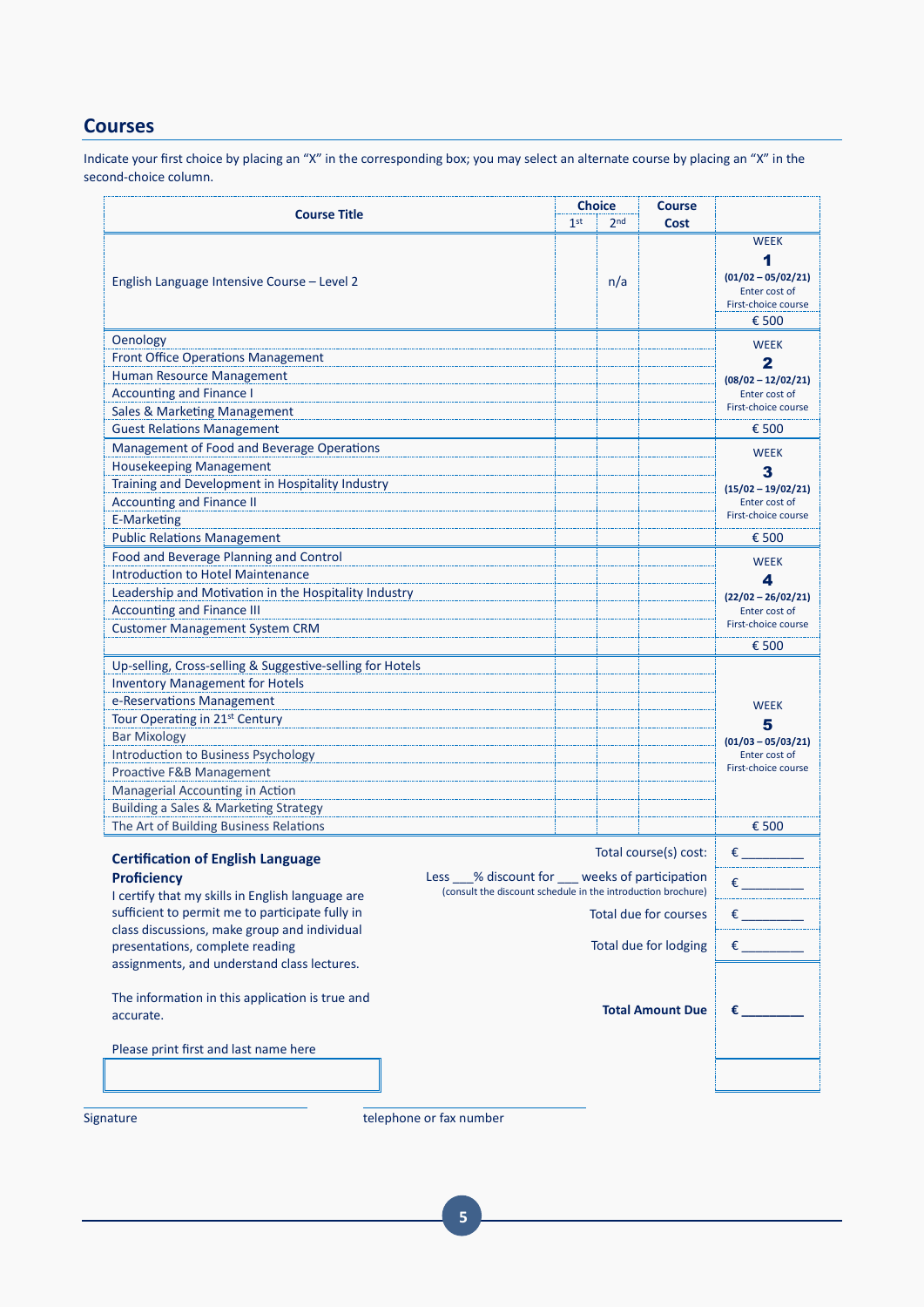## Courses

Indicate your first choice by placing an "X" in the corresponding box; you may select an alternate course by placing an "X" in the second-choice column.

| Course Title | Choice 1st | Choice 2nd | Course Cost | |
|---|---|---|---|---|
| English Language Intensive Course – Level 2 | | n/a | | WEEK **1** **(01/02 – 05/02/21)** Enter cost of First-choice course € 500 |
| Oenology | | | | WEEK **2** **(08/02 – 12/02/21)** Enter cost of First-choice course |
| Front Office Operations Management | | | | |
| Human Resource Management | | | | |
| Accounting and Finance I | | | | |
| Sales & Marketing Management | | | | |
| Guest Relations Management | | | | € 500 |
| Management of Food and Beverage Operations | | | | WEEK **3** **(15/02 – 19/02/21)** Enter cost of First-choice course |
| Housekeeping Management | | | | |
| Training and Development in Hospitality Industry | | | | |
| Accounting and Finance II | | | | |
| E-Marketing | | | | |
| Public Relations Management | | | | € 500 |
| Food and Beverage Planning and Control | | | | WEEK **4** **(22/02 – 26/02/21)** Enter cost of First-choice course |
| Introduction to Hotel Maintenance | | | | |
| Leadership and Motivation in the Hospitality Industry | | | | |
| Accounting and Finance III | | | | |
| Customer Management System CRM | | | | |
| | | | | € 500 |
| Up-selling, Cross-selling & Suggestive-selling for Hotels | | | | WEEK **5** **(01/03 – 05/03/21)** Enter cost of First-choice course |
| Inventory Management for Hotels | | | | |
| e-Reservations Management | | | | |
| Tour Operating in 21st Century | | | | |
| Bar Mixology | | | | |
| Introduction to Business Psychology | | | | |
| Proactive F&B Management | | | | |
| Managerial Accounting in Action | | | | |
| Building a Sales & Marketing Strategy | | | | |
| The Art of Building Business Relations | | | | € 500 |

### Certification of English Language Proficiency

I certify that my skills in English language are sufficient to permit me to participate fully in class discussions, make group and individual presentations, complete reading assignments, and understand class lectures.

The information in this application is true and accurate.

Please print first and last name here

| | |
|---|---|
| Total course(s) cost: | € ________ |
| Less ___% discount for ___ weeks of participation (consult the discount schedule in the introduction brochure) | € ________ |
| Total due for courses | € ________ |
| Total due for lodging | € ________ |
| **Total Amount Due** | **€ ________** |

Signature

telephone or fax number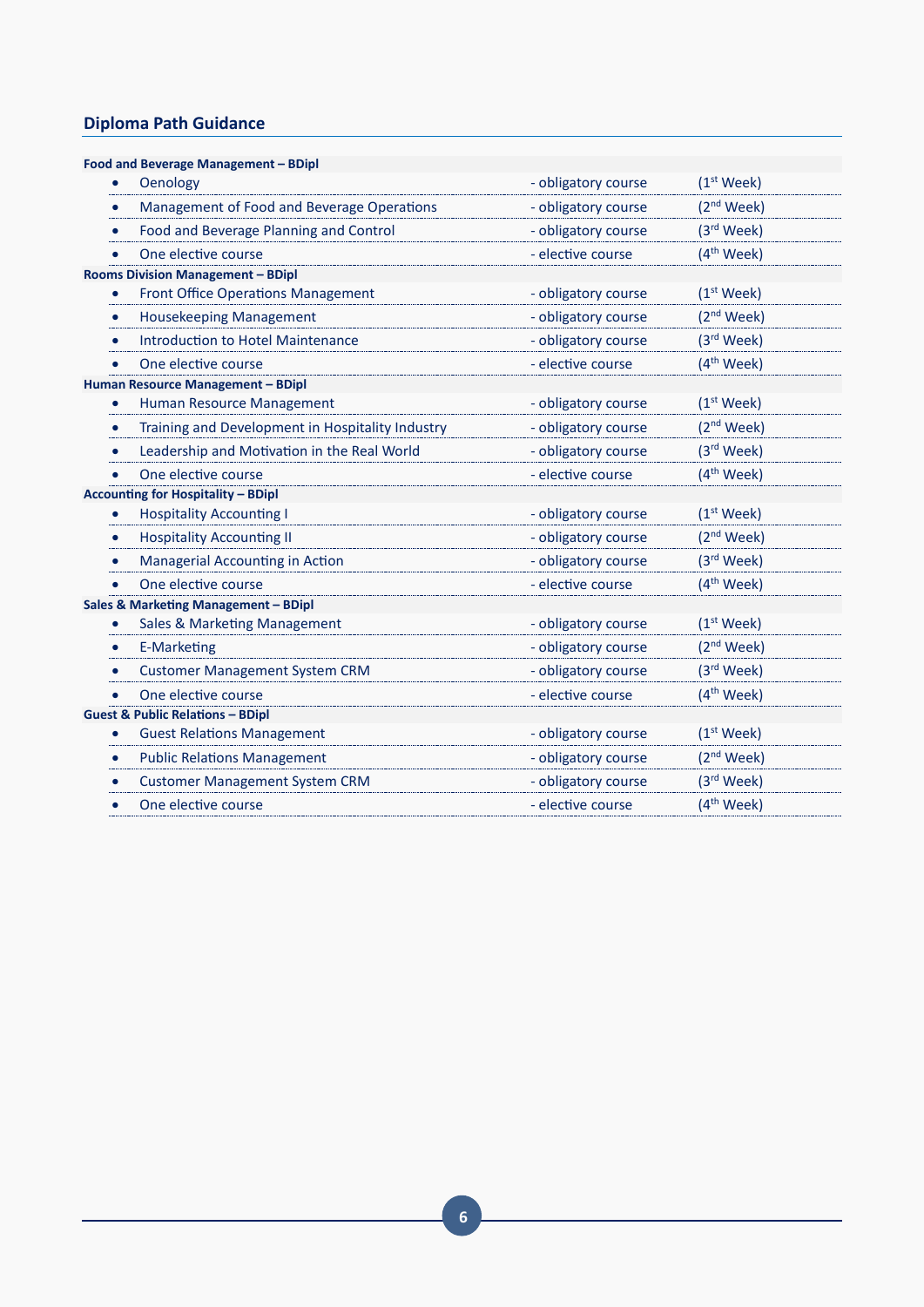## Diploma Path Guidance

**Food and Beverage Management – BDipl**

- Oenology - obligatory course (1st Week)
- Management of Food and Beverage Operations - obligatory course (2nd Week)
- Food and Beverage Planning and Control - obligatory course (3rd Week)
- One elective course - elective course (4th Week)

**Rooms Division Management – BDipl**

- Front Office Operations Management - obligatory course (1st Week)
- Housekeeping Management - obligatory course (2nd Week)
- Introduction to Hotel Maintenance - obligatory course (3rd Week)
- One elective course - elective course (4th Week)

**Human Resource Management – BDipl**

- Human Resource Management - obligatory course (1st Week)
- Training and Development in Hospitality Industry - obligatory course (2nd Week)
- Leadership and Motivation in the Real World - obligatory course (3rd Week)
- One elective course - elective course (4th Week)

**Accounting for Hospitality – BDipl**

- Hospitality Accounting I - obligatory course (1st Week)
- Hospitality Accounting II - obligatory course (2nd Week)
- Managerial Accounting in Action - obligatory course (3rd Week)
- One elective course - elective course (4th Week)

**Sales & Marketing Management – BDipl**

- Sales & Marketing Management - obligatory course (1st Week)
- E-Marketing - obligatory course (2nd Week)
- Customer Management System CRM - obligatory course (3rd Week)
- One elective course - elective course (4th Week)

**Guest & Public Relations – BDipl**

- Guest Relations Management - obligatory course (1st Week)
- Public Relations Management - obligatory course (2nd Week)
- Customer Management System CRM - obligatory course (3rd Week)
- One elective course - elective course (4th Week)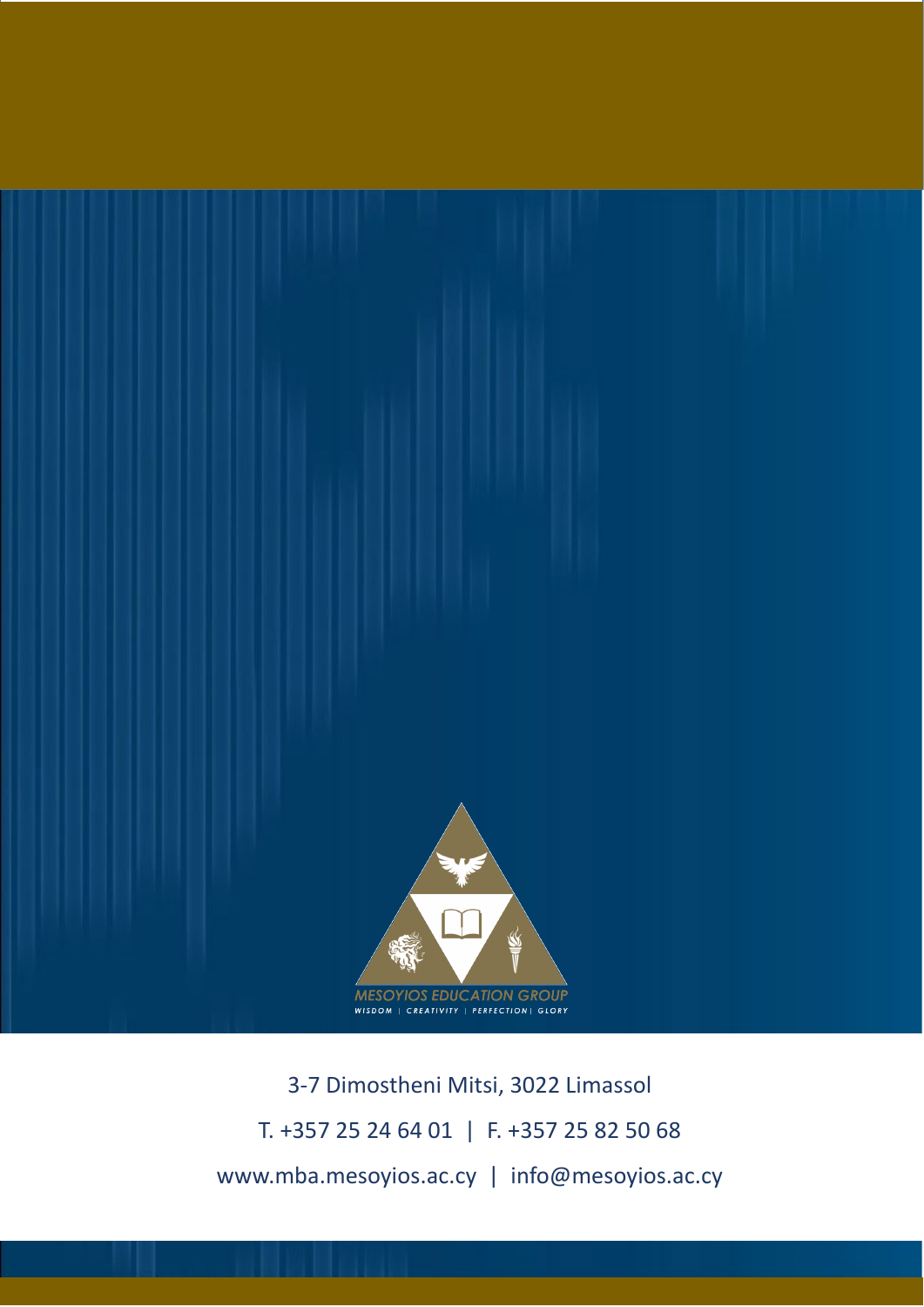MESOYIOS EDUCATION GROUP

WISDOM | CREATIVITY | PERFECTION | GLORY

3-7 Dimostheni Mitsi, 3022 Limassol

T. +357 25 24 64 01 | F. +357 25 82 50 68

www.mba.mesoyios.ac.cy | info@mesoyios.ac.cy